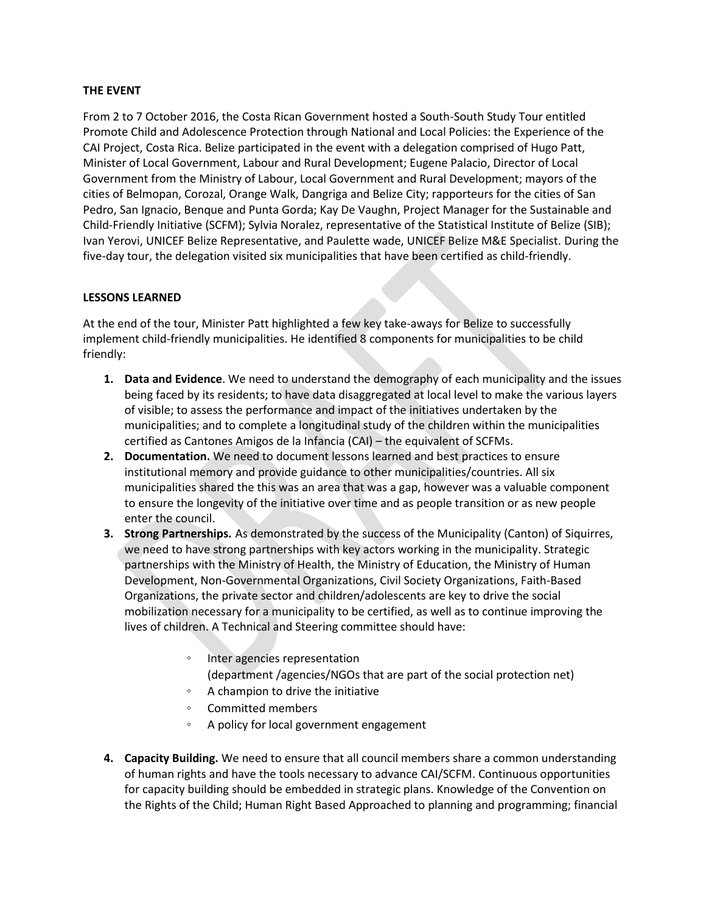**THE EVENT**

From 2 to 7 October 2016, the Costa Rican Government hosted a South-South Study Tour entitled Promote Child and Adolescence Protection through National and Local Policies: the Experience of the CAI Project, Costa Rica. Belize participated in the event with a delegation comprised of Hugo Patt, Minister of Local Government, Labour and Rural Development; Eugene Palacio, Director of Local Government from the Ministry of Labour, Local Government and Rural Development; mayors of the cities of Belmopan, Corozal, Orange Walk, Dangriga and Belize City; rapporteurs for the cities of San Pedro, San Ignacio, Benque and Punta Gorda; Kay De Vaughn, Project Manager for the Sustainable and Child-Friendly Initiative (SCFM); Sylvia Noralez, representative of the Statistical Institute of Belize (SIB); Ivan Yerovi, UNICEF Belize Representative, and Paulette wade, UNICEF Belize M&E Specialist. During the five-day tour, the delegation visited six municipalities that have been certified as child-friendly.

**LESSONS LEARNED**

At the end of the tour, Minister Patt highlighted a few key take-aways for Belize to successfully implement child-friendly municipalities. He identified 8 components for municipalities to be child friendly:

1. **Data and Evidence**. We need to understand the demography of each municipality and the issues being faced by its residents; to have data disaggregated at local level to make the various layers of visible; to assess the performance and impact of the initiatives undertaken by the municipalities; and to complete a longitudinal study of the children within the municipalities certified as Cantones Amigos de la Infancia (CAI) – the equivalent of SCFMs.
2. **Documentation.** We need to document lessons learned and best practices to ensure institutional memory and provide guidance to other municipalities/countries. All six municipalities shared the this was an area that was a gap, however was a valuable component to ensure the longevity of the initiative over time and as people transition or as new people enter the council.
3. **Strong Partnerships.** As demonstrated by the success of the Municipality (Canton) of Siquirres, we need to have strong partnerships with key actors working in the municipality. Strategic partnerships with the Ministry of Health, the Ministry of Education, the Ministry of Human Development, Non-Governmental Organizations, Civil Society Organizations, Faith-Based Organizations, the private sector and children/adolescents are key to drive the social mobilization necessary for a municipality to be certified, as well as to continue improving the lives of children. A Technical and Steering committee should have:
   - Inter agencies representation (department /agencies/NGOs that are part of the social protection net)
   - A champion to drive the initiative
   - Committed members
   - A policy for local government engagement
4. **Capacity Building.** We need to ensure that all council members share a common understanding of human rights and have the tools necessary to advance CAI/SCFM. Continuous opportunities for capacity building should be embedded in strategic plans. Knowledge of the Convention on the Rights of the Child; Human Right Based Approached to planning and programming; financial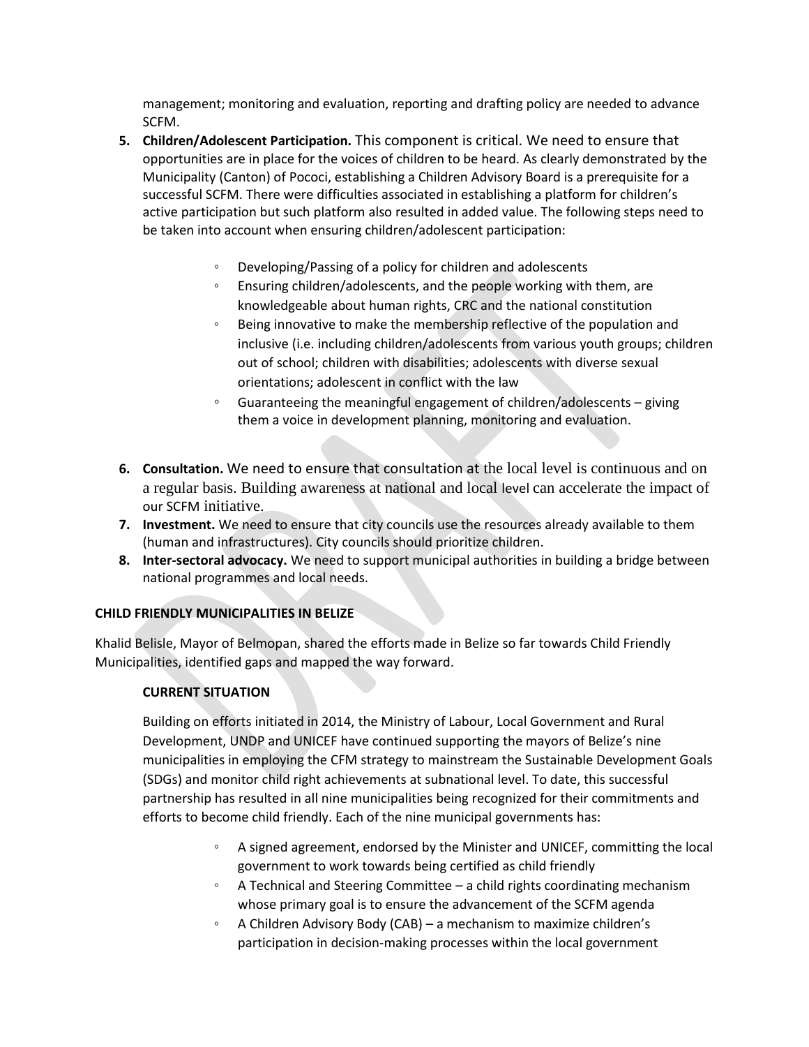management; monitoring and evaluation, reporting and drafting policy are needed to advance SCFM.

5. **Children/Adolescent Participation.** This component is critical. We need to ensure that opportunities are in place for the voices of children to be heard. As clearly demonstrated by the Municipality (Canton) of Pococi, establishing a Children Advisory Board is a prerequisite for a successful SCFM. There were difficulties associated in establishing a platform for children's active participation but such platform also resulted in added value. The following steps need to be taken into account when ensuring children/adolescent participation:

    - Developing/Passing of a policy for children and adolescents
    - Ensuring children/adolescents, and the people working with them, are knowledgeable about human rights, CRC and the national constitution
    - Being innovative to make the membership reflective of the population and inclusive (i.e. including children/adolescents from various youth groups; children out of school; children with disabilities; adolescents with diverse sexual orientations; adolescent in conflict with the law
    - Guaranteeing the meaningful engagement of children/adolescents – giving them a voice in development planning, monitoring and evaluation.

6. **Consultation.** We need to ensure that consultation at the local level is continuous and on a regular basis. Building awareness at national and local level can accelerate the impact of our SCFM initiative.
7. **Investment.** We need to ensure that city councils use the resources already available to them (human and infrastructures). City councils should prioritize children.
8. **Inter-sectoral advocacy.** We need to support municipal authorities in building a bridge between national programmes and local needs.

## CHILD FRIENDLY MUNICIPALITIES IN BELIZE

Khalid Belisle, Mayor of Belmopan, shared the efforts made in Belize so far towards Child Friendly Municipalities, identified gaps and mapped the way forward.

### CURRENT SITUATION

Building on efforts initiated in 2014, the Ministry of Labour, Local Government and Rural Development, UNDP and UNICEF have continued supporting the mayors of Belize's nine municipalities in employing the CFM strategy to mainstream the Sustainable Development Goals (SDGs) and monitor child right achievements at subnational level. To date, this successful partnership has resulted in all nine municipalities being recognized for their commitments and efforts to become child friendly. Each of the nine municipal governments has:

- A signed agreement, endorsed by the Minister and UNICEF, committing the local government to work towards being certified as child friendly
- A Technical and Steering Committee – a child rights coordinating mechanism whose primary goal is to ensure the advancement of the SCFM agenda
- A Children Advisory Body (CAB) – a mechanism to maximize children's participation in decision-making processes within the local government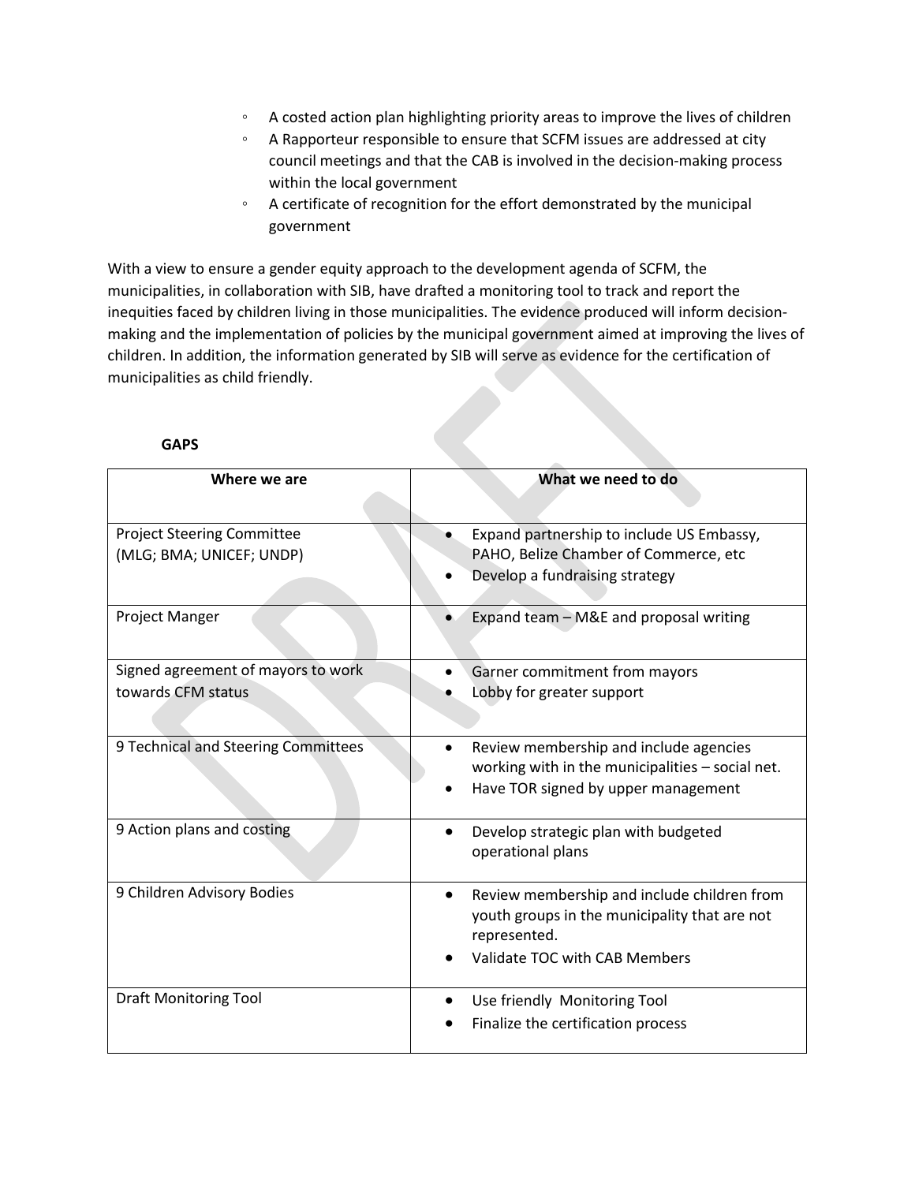- A costed action plan highlighting priority areas to improve the lives of children
- A Rapporteur responsible to ensure that SCFM issues are addressed at city council meetings and that the CAB is involved in the decision-making process within the local government
- A certificate of recognition for the effort demonstrated by the municipal government

With a view to ensure a gender equity approach to the development agenda of SCFM, the municipalities, in collaboration with SIB, have drafted a monitoring tool to track and report the inequities faced by children living in those municipalities. The evidence produced will inform decision-making and the implementation of policies by the municipal government aimed at improving the lives of children. In addition, the information generated by SIB will serve as evidence for the certification of municipalities as child friendly.

**GAPS**

| Where we are | What we need to do |
|---|---|
| Project Steering Committee (MLG; BMA; UNICEF; UNDP) | • Expand partnership to include US Embassy, PAHO, Belize Chamber of Commerce, etc<br>• Develop a fundraising strategy |
| Project Manger | • Expand team – M&E and proposal writing |
| Signed agreement of mayors to work towards CFM status | • Garner commitment from mayors<br>• Lobby for greater support |
| 9 Technical and Steering Committees | • Review membership and include agencies working with in the municipalities – social net.<br>• Have TOR signed by upper management |
| 9 Action plans and costing | • Develop strategic plan with budgeted operational plans |
| 9 Children Advisory Bodies | • Review membership and include children from youth groups in the municipality that are not represented.<br>• Validate TOC with CAB Members |
| Draft Monitoring Tool | • Use friendly Monitoring Tool<br>• Finalize the certification process |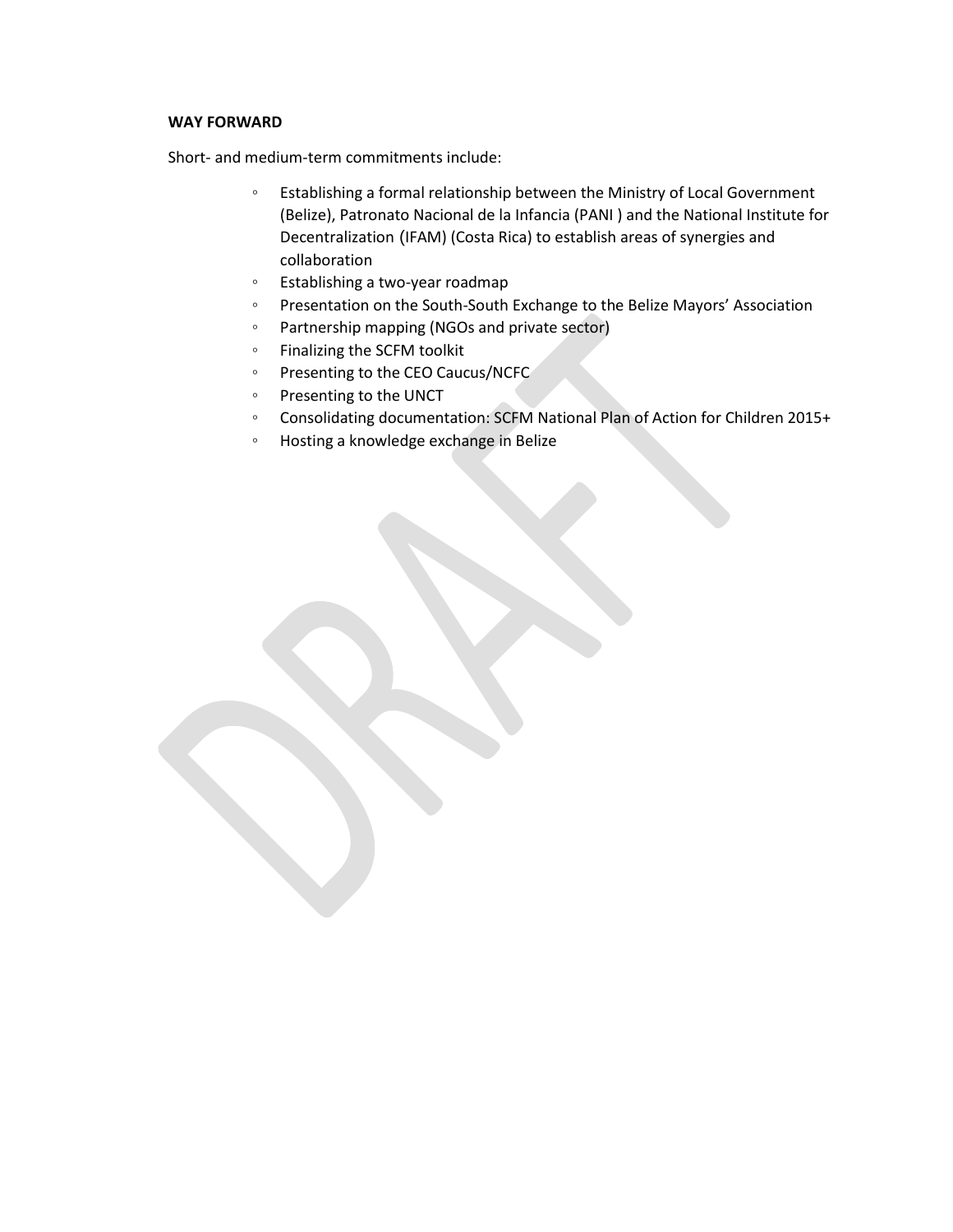**WAY FORWARD**

Short- and medium-term commitments include:

- Establishing a formal relationship between the Ministry of Local Government (Belize), Patronato Nacional de la Infancia (PANI ) and the National Institute for Decentralization (IFAM) (Costa Rica) to establish areas of synergies and collaboration
- Establishing a two-year roadmap
- Presentation on the South-South Exchange to the Belize Mayors' Association
- Partnership mapping (NGOs and private sector)
- Finalizing the SCFM toolkit
- Presenting to the CEO Caucus/NCFC
- Presenting to the UNCT
- Consolidating documentation: SCFM National Plan of Action for Children 2015+
- Hosting a knowledge exchange in Belize